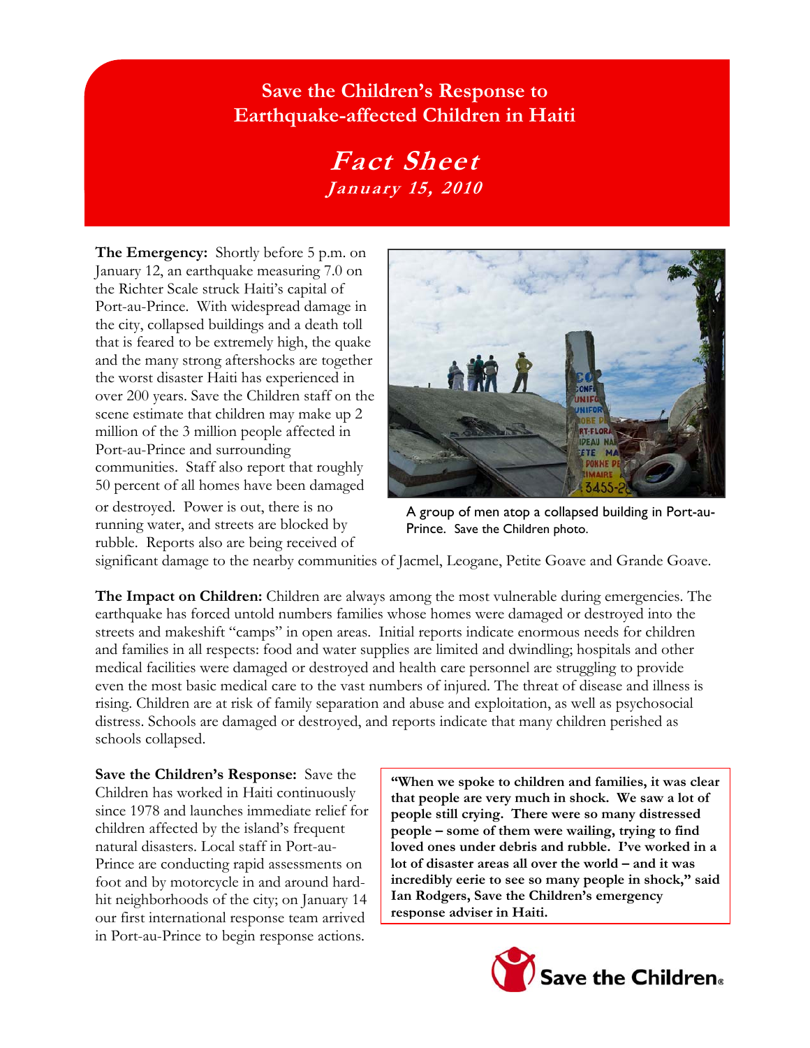# Save the Children's Response to Earthquake-affected Children in Haiti

## *Fact Sheet*

### *January 15, 2010*

**The Emergency:** Shortly before 5 p.m. on January 12, an earthquake measuring 7.0 on the Richter Scale struck Haiti's capital of Port-au-Prince. With widespread damage in the city, collapsed buildings and a death toll that is feared to be extremely high, the quake and the many strong aftershocks are together the worst disaster Haiti has experienced in over 200 years. Save the Children staff on the scene estimate that children may make up 2 million of the 3 million people affected in Port-au-Prince and surrounding communities. Staff also report that roughly 50 percent of all homes have been damaged or destroyed. Power is out, there is no running water, and streets are blocked by rubble. Reports also are being received of significant damage to the nearby communities of Jacmel, Leogane, Petite Goave and Grande Goave.

A group of men atop a collapsed building in Port-au-Prince. Save the Children photo.

**The Impact on Children:** Children are always among the most vulnerable during emergencies. The earthquake has forced untold numbers families whose homes were damaged or destroyed into the streets and makeshift "camps" in open areas. Initial reports indicate enormous needs for children and families in all respects: food and water supplies are limited and dwindling; hospitals and other medical facilities were damaged or destroyed and health care personnel are struggling to provide even the most basic medical care to the vast numbers of injured. The threat of disease and illness is rising. Children are at risk of family separation and abuse and exploitation, as well as psychosocial distress. Schools are damaged or destroyed, and reports indicate that many children perished as schools collapsed.

**Save the Children's Response:** Save the Children has worked in Haiti continuously since 1978 and launches immediate relief for children affected by the island's frequent natural disasters. Local staff in Port-au-Prince are conducting rapid assessments on foot and by motorcycle in and around hard-hit neighborhoods of the city; on January 14 our first international response team arrived in Port-au-Prince to begin response actions.

> **"When we spoke to children and families, it was clear that people are very much in shock. We saw a lot of people still crying. There were so many distressed people – some of them were wailing, trying to find loved ones under debris and rubble. I've worked in a lot of disaster areas all over the world – and it was incredibly eerie to see so many people in shock," said Ian Rodgers, Save the Children's emergency response adviser in Haiti.**

Save the Children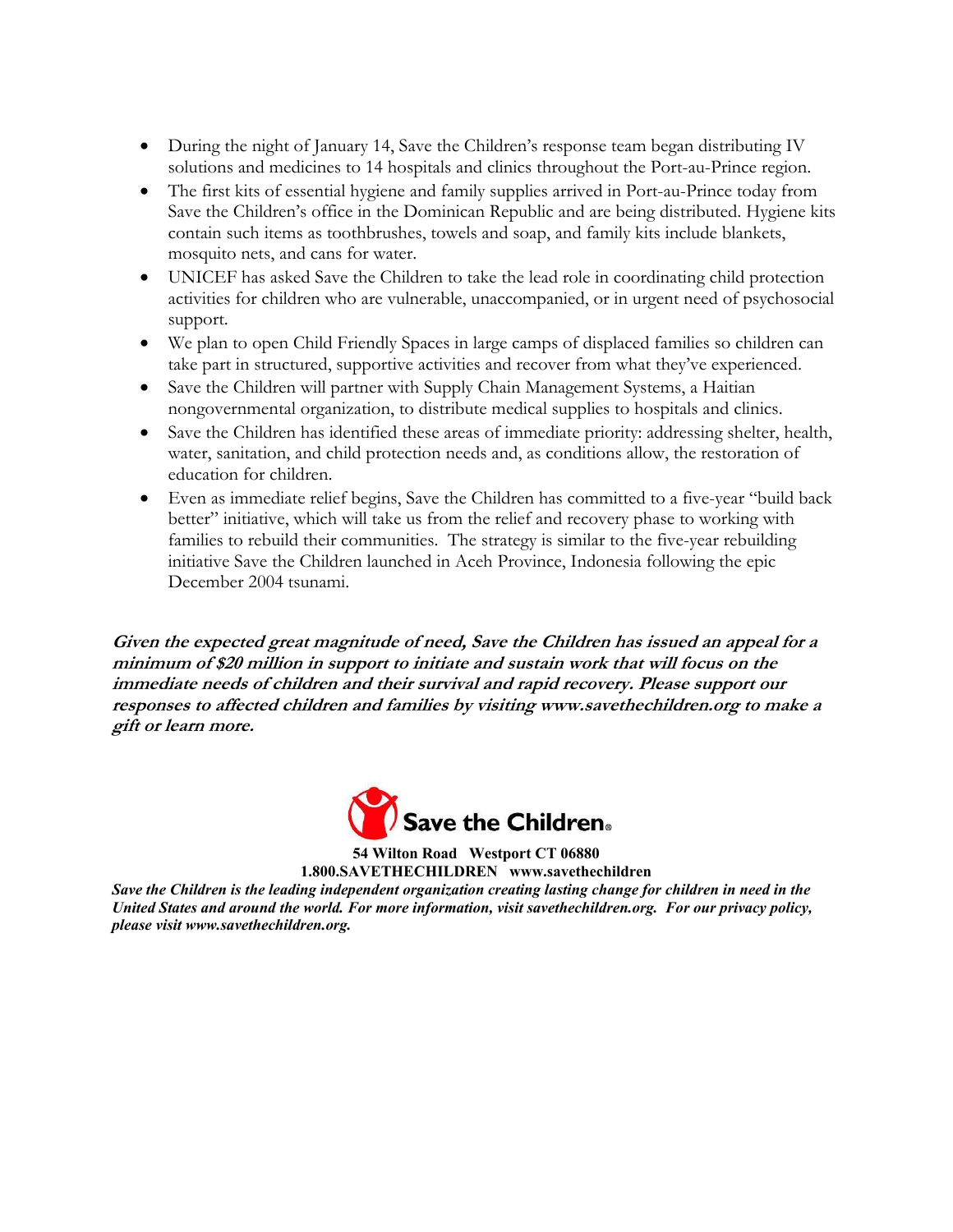- During the night of January 14, Save the Children's response team began distributing IV solutions and medicines to 14 hospitals and clinics throughout the Port-au-Prince region.
- The first kits of essential hygiene and family supplies arrived in Port-au-Prince today from Save the Children's office in the Dominican Republic and are being distributed. Hygiene kits contain such items as toothbrushes, towels and soap, and family kits include blankets, mosquito nets, and cans for water.
- UNICEF has asked Save the Children to take the lead role in coordinating child protection activities for children who are vulnerable, unaccompanied, or in urgent need of psychosocial support.
- We plan to open Child Friendly Spaces in large camps of displaced families so children can take part in structured, supportive activities and recover from what they've experienced.
- Save the Children will partner with Supply Chain Management Systems, a Haitian nongovernmental organization, to distribute medical supplies to hospitals and clinics.
- Save the Children has identified these areas of immediate priority: addressing shelter, health, water, sanitation, and child protection needs and, as conditions allow, the restoration of education for children.
- Even as immediate relief begins, Save the Children has committed to a five-year "build back better" initiative, which will take us from the relief and recovery phase to working with families to rebuild their communities. The strategy is similar to the five-year rebuilding initiative Save the Children launched in Aceh Province, Indonesia following the epic December 2004 tsunami.

***Given the expected great magnitude of need, Save the Children has issued an appeal for a minimum of $20 million in support to initiate and sustain work that will focus on the immediate needs of children and their survival and rapid recovery. Please support our responses to affected children and families by visiting www.savethechildren.org to make a gift or learn more.***

Save the Children®

**54 Wilton Road Westport CT 06880**
**1.800.SAVETHECHILDREN www.savethechildren**

***Save the Children is the leading independent organization creating lasting change for children in need in the United States and around the world. For more information, visit savethechildren.org. For our privacy policy, please visit www.savethechildren.org.***